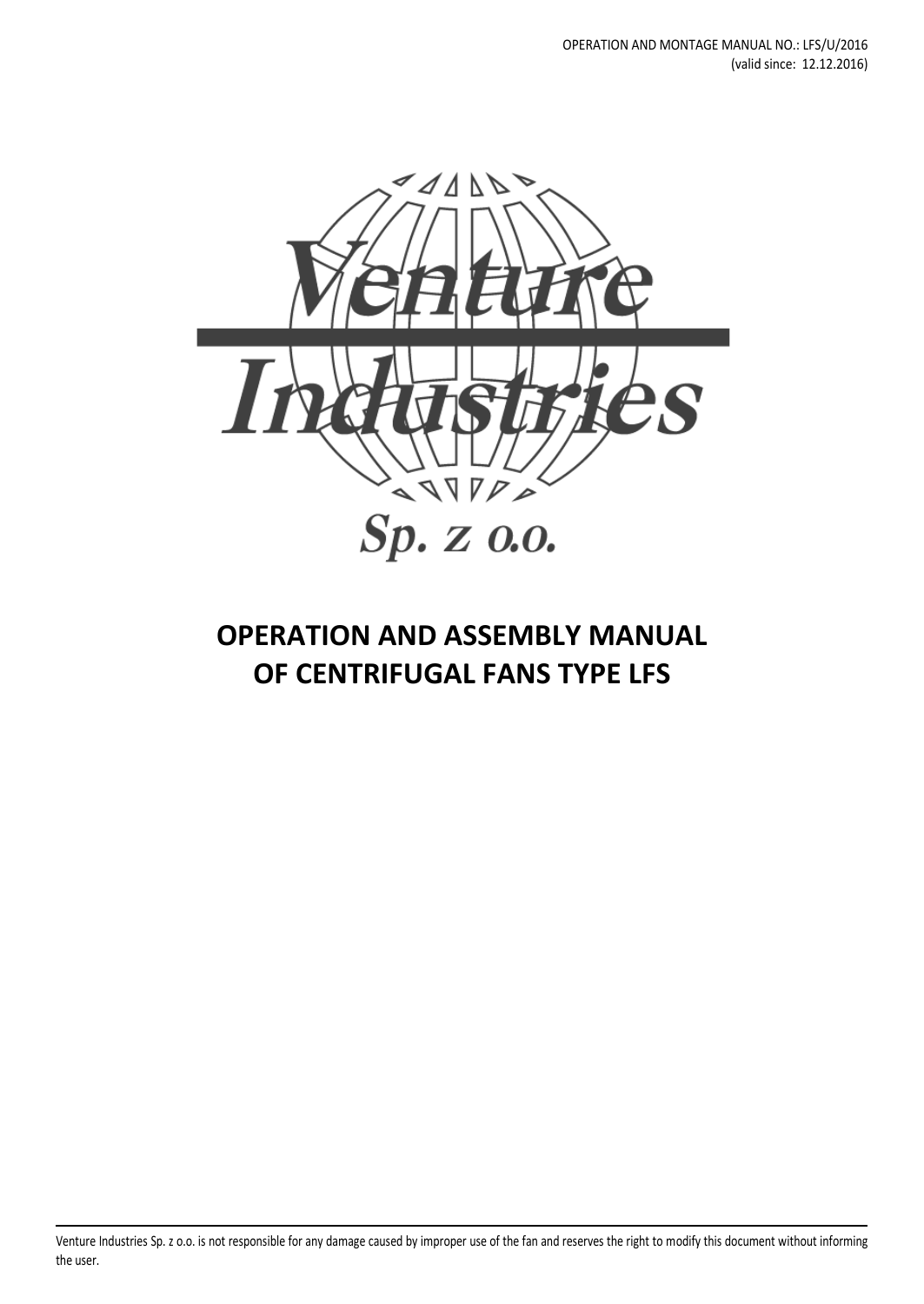OPERATION AND MONTAGE MANUAL NO.: LFS/U/2016
(valid since: 12.12.2016)

Venture Industries

Sp. z o.o.

# OPERATION AND ASSEMBLY MANUAL OF CENTRIFUGAL FANS TYPE LFS

Venture Industries Sp. z o.o. is not responsible for any damage caused by improper use of the fan and reserves the right to modify this document without informing the user.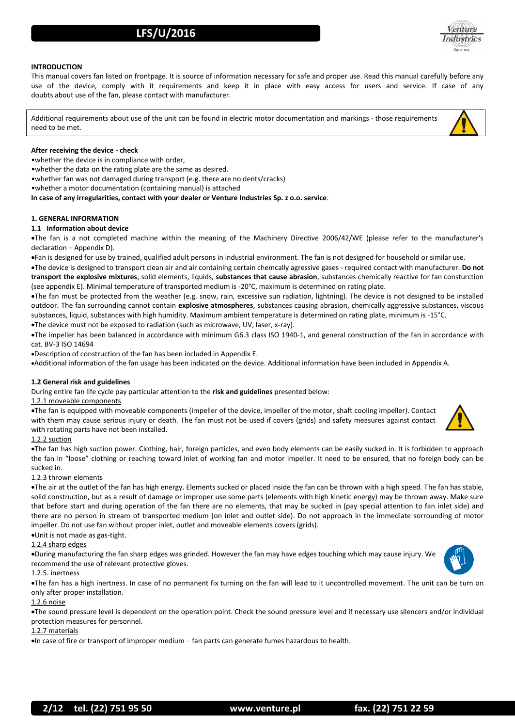**INTRODUCTION**

This manual covers fan listed on frontpage. It is source of information necessary for safe and proper use. Read this manual carefully before any use of the device, comply with it requirements and keep it in place with easy access for users and service. If case of any doubts about use of the fan, please contact with manufacturer.

Additional requirements about use of the unit can be found in electric motor documentation and markings - those requirements need to be met.

**After receiving the device - check**

- whether the device is in compliance with order,
- whether the data on the rating plate are the same as desired.
- whether fan was not damaged during transport (e.g. there are no dents/cracks)
- whether a motor documentation (containing manual) is attached

**In case of any irregularities, contact with your dealer or Venture Industries Sp. z o.o. service**.

**1. GENERAL INFORMATION**

**1.1 Information about device**

- The fan is a not completed machine within the meaning of the Machinery Directive 2006/42/WE (please refer to the manufacturer's declaration – Appendix D).
- Fan is designed for use by trained, qualified adult persons in industrial environment. The fan is not designed for household or similar use.
- The device is designed to transport clean air and air containing certain chemcally agressive gases - required contact with manufacturer. **Do not transport the explosive mixtures**, solid elements, liquids, **substances that cause abrasion**, substances chemically reactive for fan consturction (see appendix E). Minimal temperature of transported medium is -20°C, maximum is determined on rating plate.
- The fan must be protected from the weather (e.g. snow, rain, excessive sun radiation, lightning). The device is not designed to be installed outdoor. The fan surrounding cannot contain **explosive atmospheres**, substances causing abrasion, chemically aggressive substances, viscous substances, liquid, substances with high humidity. Maximum ambient temperature is determined on rating plate, minimum is -15°C.
- The device must not be exposed to radiation (such as microwave, UV, laser, x-ray).
- The impeller has been balanced in accordance with minimum G6.3 class ISO 1940-1, and general construction of the fan in accordance with cat. BV-3 ISO 14694
- Description of construction of the fan has been included in Appendix E.
- Additional information of the fan usage has been indicated on the device. Additional information have been included in Appendix A.

**1.2 General risk and guidelines**

During entire fan life cycle pay particular attention to the **risk and guidelines** presented below:

1.2.1 moveable components

- The fan is equipped with moveable components (impeller of the device, impeller of the motor, shaft cooling impeller). Contact with them may cause serious injury or death. The fan must not be used if covers (grids) and safety measures against contact with rotating parts have not been installed.

1.2.2 suction

- The fan has high suction power. Clothing, hair, foreign particles, and even body elements can be easily sucked in. It is forbidden to approach the fan in "loose" clothing or reaching toward inlet of working fan and motor impeller. It need to be ensured, that no foreign body can be sucked in.

1.2.3 thrown elements

- The air at the outlet of the fan has high energy. Elements sucked or placed inside the fan can be thrown with a high speed. The fan has stable, solid construction, but as a result of damage or improper use some parts (elements with high kinetic energy) may be thrown away. Make sure that before start and during operation of the fan there are no elements, that may be sucked in (pay special attention to fan inlet side) and there are no person in stream of transported medium (on inlet and outlet side). Do not approach in the immediate sorrounding of motor impeller. Do not use fan without proper inlet, outlet and moveable elements covers (grids).
- Unit is not made as gas-tight.

1.2.4 sharp edges

- During manufacturing the fan sharp edges was grinded. However the fan may have edges touching which may cause injury. We recommend the use of relevant protective gloves.

1.2.5. inertness

- The fan has a high inertness. In case of no permanent fix turning on the fan will lead to it uncontrolled movement. The unit can be turn on only after proper installation.

1.2.6 noise

- The sound pressure level is dependent on the operation point. Check the sound pressure level and if necessary use silencers and/or individual protection measures for personnel.

1.2.7 materials

- In case of fire or transport of improper medium – fan parts can generate fumes hazardous to health.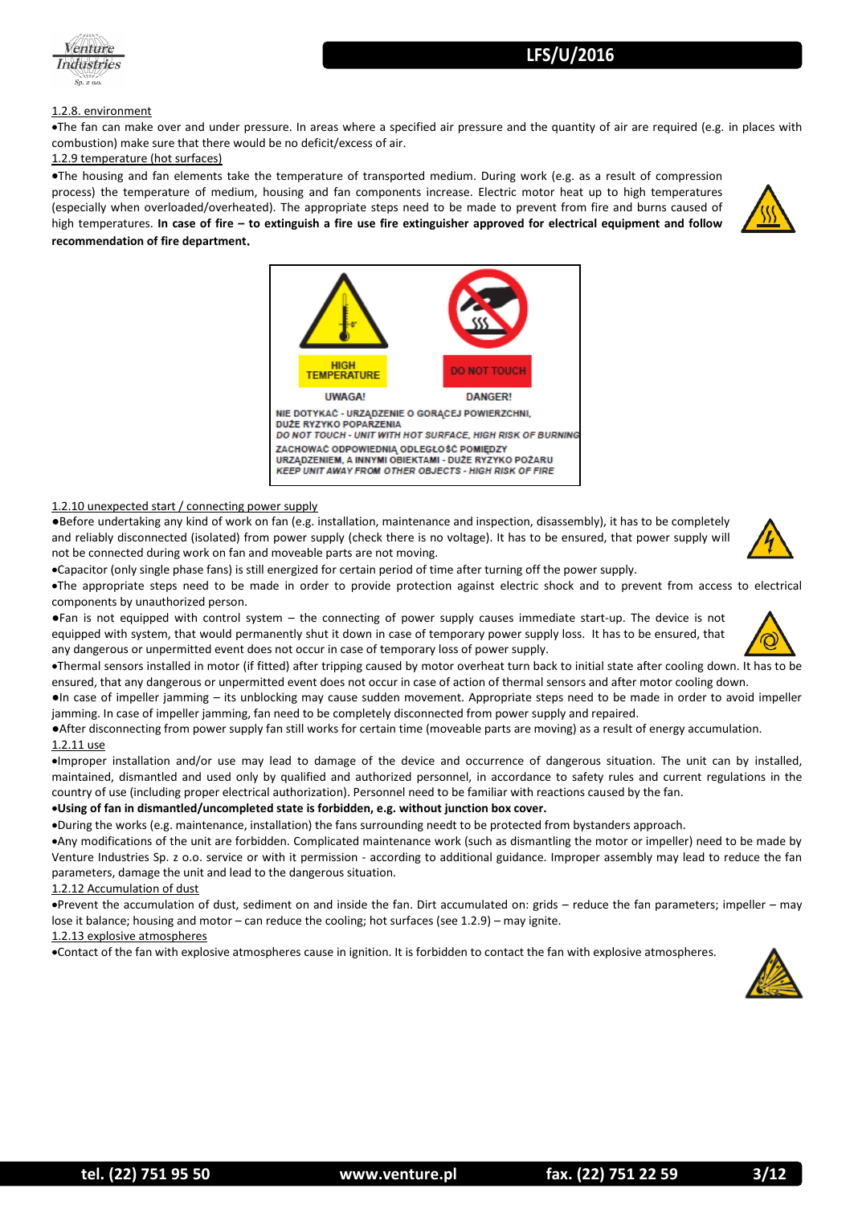1.2.8. environment

- The fan can make over and under pressure. In areas where a specified air pressure and the quantity of air are required (e.g. in places with combustion) make sure that there would be no deficit/excess of air.

1.2.9 temperature (hot surfaces)

- The housing and fan elements take the temperature of transported medium. During work (e.g. as a result of compression process) the temperature of medium, housing and fan components increase. Electric motor heat up to high temperatures (especially when overloaded/overheated). The appropriate steps need to be made to prevent from fire and burns caused of high temperatures. **In case of fire – to extinguish a fire use fire extinguisher approved for electrical equipment and follow recommendation of fire department.**

HIGH TEMPERATURE — DO NOT TOUCH

UWAGA! — DANGER!

NIE DOTYKAĆ - URZĄDZENIE O GORĄCEJ POWIERZCHNI, DUŻE RYZYKO POPARZENIA

*DO NOT TOUCH - UNIT WITH HOT SURFACE, HIGH RISK OF BURNING*

ZACHOWAĆ ODPOWIEDNIĄ ODLEGŁOŚĆ POMIĘDZY URZĄDZENIEM, A INNYMI OBIEKTAMI - DUŻE RYZYKO POŻARU

*KEEP UNIT AWAY FROM OTHER OBJECTS - HIGH RISK OF FIRE*

1.2.10 unexpected start / connecting power supply

- Before undertaking any kind of work on fan (e.g. installation, maintenance and inspection, disassembly), it has to be completely and reliably disconnected (isolated) from power supply (check there is no voltage). It has to be ensured, that power supply will not be connected during work on fan and moveable parts are not moving.
- Capacitor (only single phase fans) is still energized for certain period of time after turning off the power supply.
- The appropriate steps need to be made in order to provide protection against electric shock and to prevent from access to electrical components by unauthorized person.
- Fan is not equipped with control system – the connecting of power supply causes immediate start-up. The device is not equipped with system, that would permanently shut it down in case of temporary power supply loss. It has to be ensured, that any dangerous or unpermitted event does not occur in case of temporary loss of power supply.
- Thermal sensors installed in motor (if fitted) after tripping caused by motor overheat turn back to initial state after cooling down. It has to be ensured, that any dangerous or unpermitted event does not occur in case of action of thermal sensors and after motor cooling down.
- In case of impeller jamming – its unblocking may cause sudden movement. Appropriate steps need to be made in order to avoid impeller jamming. In case of impeller jamming, fan need to be completely disconnected from power supply and repaired.
- After disconnecting from power supply fan still works for certain time (moveable parts are moving) as a result of energy accumulation.

1.2.11 use

- Improper installation and/or use may lead to damage of the device and occurrence of dangerous situation. The unit can by installed, maintained, dismantled and used only by qualified and authorized personnel, in accordance to safety rules and current regulations in the country of use (including proper electrical authorization). Personnel need to be familiar with reactions caused by the fan.
- **Using of fan in dismantled/uncompleted state is forbidden, e.g. without junction box cover.**
- During the works (e.g. maintenance, installation) the fans surrounding needt to be protected from bystanders approach.
- Any modifications of the unit are forbidden. Complicated maintenance work (such as dismantling the motor or impeller) need to be made by Venture Industries Sp. z o.o. service or with it permission - according to additional guidance. Improper assembly may lead to reduce the fan parameters, damage the unit and lead to the dangerous situation.

1.2.12 Accumulation of dust

- Prevent the accumulation of dust, sediment on and inside the fan. Dirt accumulated on: grids – reduce the fan parameters; impeller – may lose it balance; housing and motor – can reduce the cooling; hot surfaces (see 1.2.9) – may ignite.

1.2.13 explosive atmospheres

- Contact of the fan with explosive atmospheres cause in ignition. It is forbidden to contact the fan with explosive atmospheres.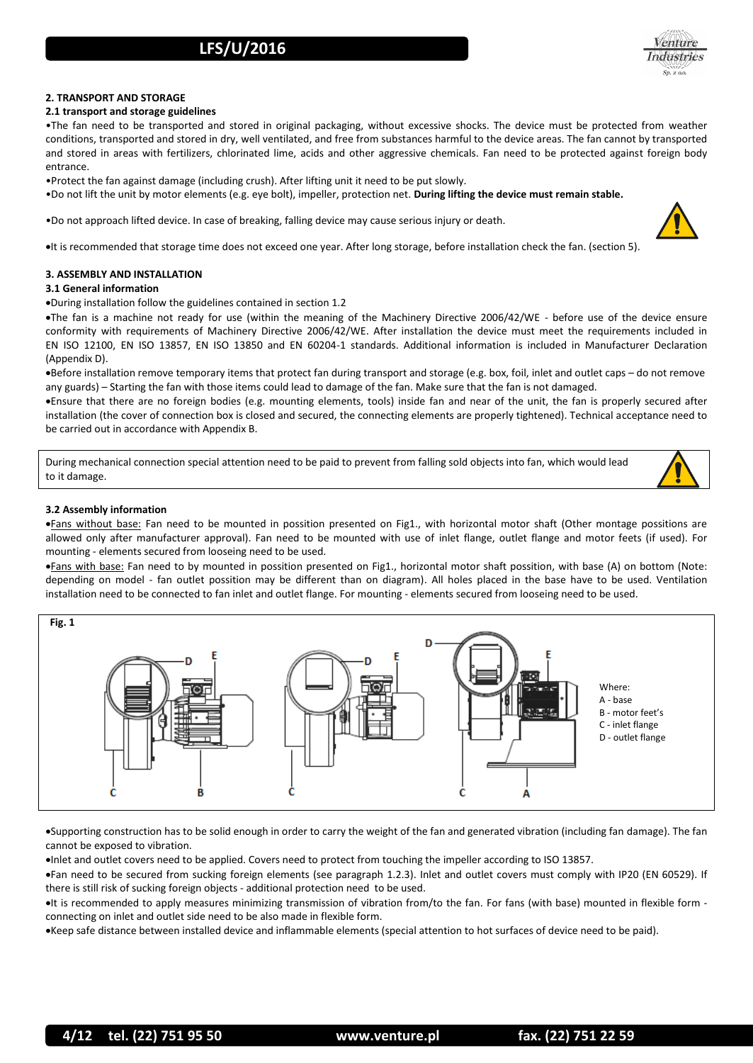## 2. TRANSPORT AND STORAGE

### 2.1 transport and storage guidelines

- The fan need to be transported and stored in original packaging, without excessive shocks. The device must be protected from weather conditions, transported and stored in dry, well ventilated, and free from substances harmful to the device areas. The fan cannot by transported and stored in areas with fertilizers, chlorinated lime, acids and other aggressive chemicals. Fan need to be protected against foreign body entrance.
- Protect the fan against damage (including crush). After lifting unit it need to be put slowly.
- Do not lift the unit by motor elements (e.g. eye bolt), impeller, protection net. **During lifting the device must remain stable.**
- Do not approach lifted device. In case of breaking, falling device may cause serious injury or death.
- It is recommended that storage time does not exceed one year. After long storage, before installation check the fan. (section 5).

## 3. ASSEMBLY AND INSTALLATION

### 3.1 General information

- During installation follow the guidelines contained in section 1.2
- The fan is a machine not ready for use (within the meaning of the Machinery Directive 2006/42/WE - before use of the device ensure conformity with requirements of Machinery Directive 2006/42/WE. After installation the device must meet the requirements included in EN ISO 12100, EN ISO 13857, EN ISO 13850 and EN 60204-1 standards. Additional information is included in Manufacturer Declaration (Appendix D).
- Before installation remove temporary items that protect fan during transport and storage (e.g. box, foil, inlet and outlet caps – do not remove any guards) – Starting the fan with those items could lead to damage of the fan. Make sure that the fan is not damaged.
- Ensure that there are no foreign bodies (e.g. mounting elements, tools) inside fan and near of the unit, the fan is properly secured after installation (the cover of connection box is closed and secured, the connecting elements are properly tightened). Technical acceptance need to be carried out in accordance with Appendix B.

During mechanical connection special attention need to be paid to prevent from falling sold objects into fan, which would lead to it damage.

### 3.2 Assembly information

- Fans without base: Fan need to be mounted in possition presented on Fig1., with horizontal motor shaft (Other montage possitions are allowed only after manufacturer approval). Fan need to be mounted with use of inlet flange, outlet flange and motor feets (if used). For mounting - elements secured from looseing need to be used.
- Fans with base: Fan need to by mounted in possition presented on Fig1., horizontal motor shaft possition, with base (A) on bottom (Note: depending on model - fan outlet possition may be different than on diagram). All holes placed in the base have to be used. Ventilation installation need to be connected to fan inlet and outlet flange. For mounting - elements secured from looseing need to be used.

**Fig. 1**

Where:
A - base
B - motor feet's
C - inlet flange
D - outlet flange

- Supporting construction has to be solid enough in order to carry the weight of the fan and generated vibration (including fan damage). The fan cannot be exposed to vibration.
- Inlet and outlet covers need to be applied. Covers need to protect from touching the impeller according to ISO 13857.
- Fan need to be secured from sucking foreign elements (see paragraph 1.2.3). Inlet and outlet covers must comply with IP20 (EN 60529). If there is still risk of sucking foreign objects - additional protection need to be used.
- It is recommended to apply measures minimizing transmission of vibration from/to the fan. For fans (with base) mounted in flexible form - connecting on inlet and outlet side need to be also made in flexible form.
- Keep safe distance between installed device and inflammable elements (special attention to hot surfaces of device need to be paid).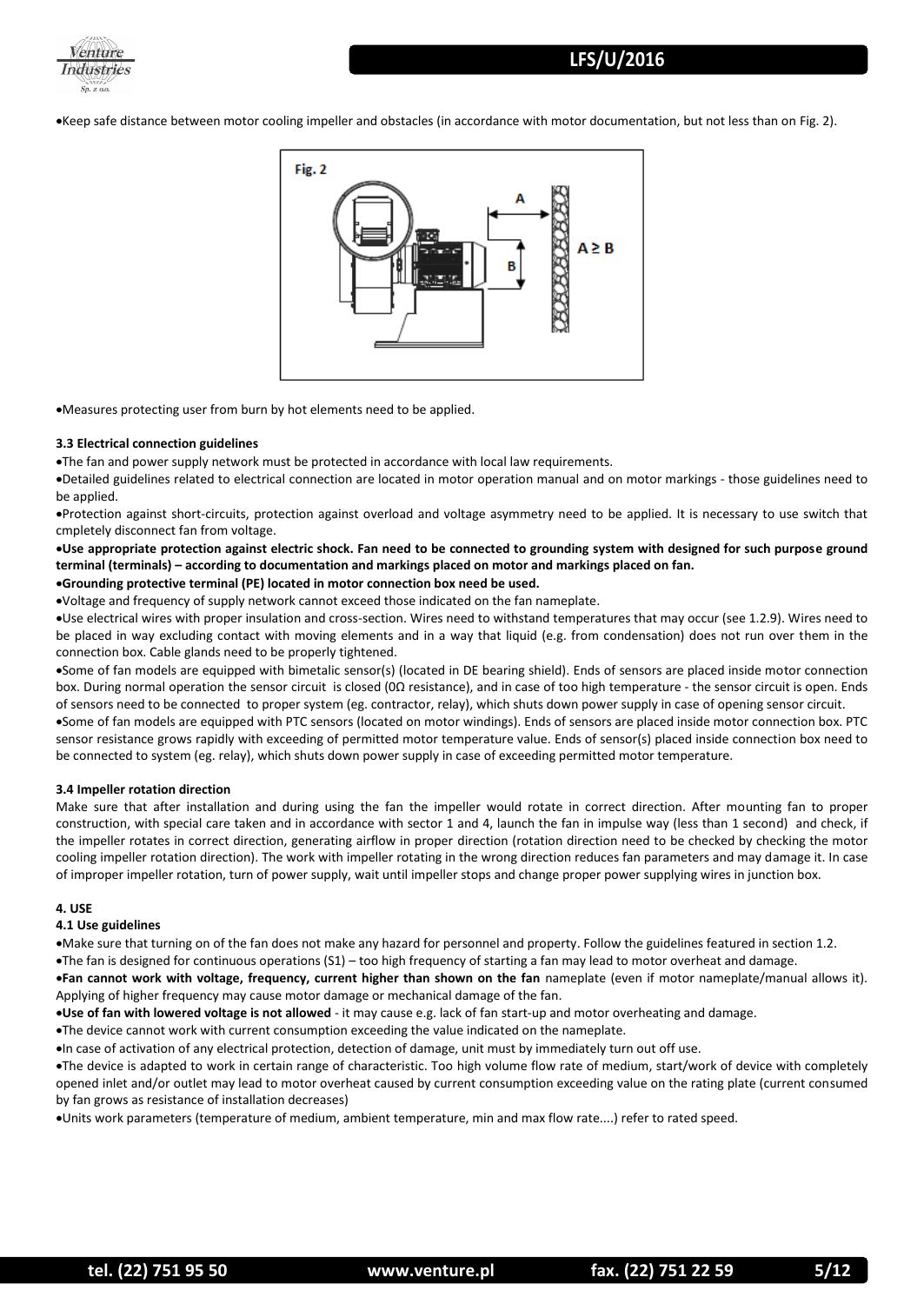- Keep safe distance between motor cooling impeller and obstacles (in accordance with motor documentation, but not less than on Fig. 2).

Fig. 2

A ≥ B

- Measures protecting user from burn by hot elements need to be applied.

### 3.3 Electrical connection guidelines

- The fan and power supply network must be protected in accordance with local law requirements.
- Detailed guidelines related to electrical connection are located in motor operation manual and on motor markings - those guidelines need to be applied.
- Protection against short-circuits, protection against overload and voltage asymmetry need to be applied. It is necessary to use switch that cmpletely disconnect fan from voltage.
- **Use appropriate protection against electric shock. Fan need to be connected to grounding system with designed for such purpose ground terminal (terminals) – according to documentation and markings placed on motor and markings placed on fan.**
- **Grounding protective terminal (PE) located in motor connection box need be used.**
- Voltage and frequency of supply network cannot exceed those indicated on the fan nameplate.
- Use electrical wires with proper insulation and cross-section. Wires need to withstand temperatures that may occur (see 1.2.9). Wires need to be placed in way excluding contact with moving elements and in a way that liquid (e.g. from condensation) does not run over them in the connection box. Cable glands need to be properly tightened.
- Some of fan models are equipped with bimetalic sensor(s) (located in DE bearing shield). Ends of sensors are placed inside motor connection box. During normal operation the sensor circuit is closed (0Ω resistance), and in case of too high temperature - the sensor circuit is open. Ends of sensors need to be connected to proper system (eg. contractor, relay), which shuts down power supply in case of opening sensor circuit.
- Some of fan models are equipped with PTC sensors (located on motor windings). Ends of sensors are placed inside motor connection box. PTC sensor resistance grows rapidly with exceeding of permitted motor temperature value. Ends of sensor(s) placed inside connection box need to be connected to system (eg. relay), which shuts down power supply in case of exceeding permitted motor temperature.

### 3.4 Impeller rotation direction

Make sure that after installation and during using the fan the impeller would rotate in correct direction. After mounting fan to proper construction, with special care taken and in accordance with sector 1 and 4, launch the fan in impulse way (less than 1 second) and check, if the impeller rotates in correct direction, generating airflow in proper direction (rotation direction need to be checked by checking the motor cooling impeller rotation direction). The work with impeller rotating in the wrong direction reduces fan parameters and may damage it. In case of improper impeller rotation, turn of power supply, wait until impeller stops and change proper power supplying wires in junction box.

## 4. USE

### 4.1 Use guidelines

- Make sure that turning on of the fan does not make any hazard for personnel and property. Follow the guidelines featured in section 1.2.
- The fan is designed for continuous operations (S1) – too high frequency of starting a fan may lead to motor overheat and damage.
- **Fan cannot work with voltage, frequency, current higher than shown on the fan** nameplate (even if motor nameplate/manual allows it). Applying of higher frequency may cause motor damage or mechanical damage of the fan.
- **Use of fan with lowered voltage is not allowed** - it may cause e.g. lack of fan start-up and motor overheating and damage.
- The device cannot work with current consumption exceeding the value indicated on the nameplate.
- In case of activation of any electrical protection, detection of damage, unit must by immediately turn out off use.
- The device is adapted to work in certain range of characteristic. Too high volume flow rate of medium, start/work of device with completely opened inlet and/or outlet may lead to motor overheat caused by current consumption exceeding value on the rating plate (current consumed by fan grows as resistance of installation decreases)
- Units work parameters (temperature of medium, ambient temperature, min and max flow rate....) refer to rated speed.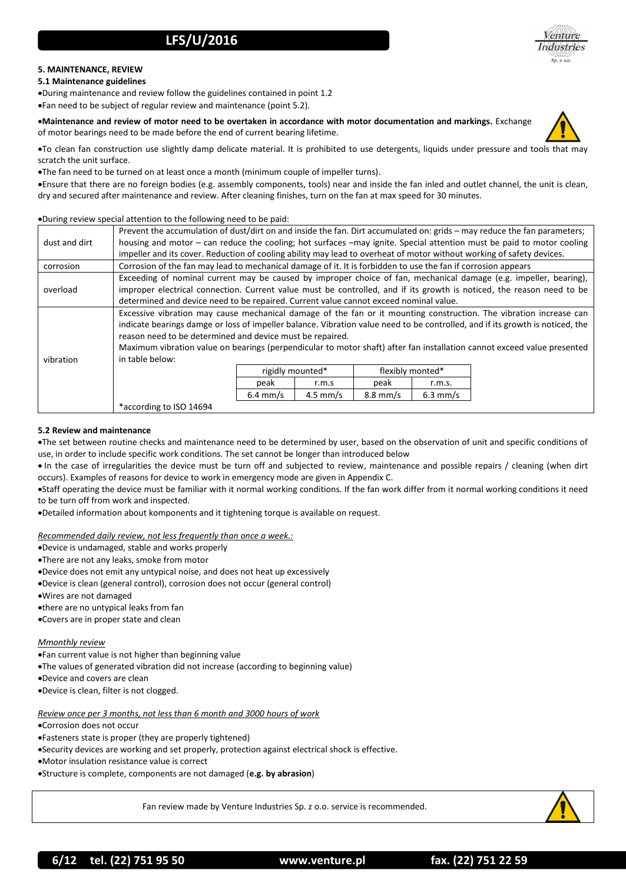## 5. MAINTENANCE, REVIEW

### 5.1 Maintenance guidelines

- During maintenance and review follow the guidelines contained in point 1.2
- Fan need to be subject of regular review and maintenance (point 5.2).
- **Maintenance and review of motor need to be overtaken in accordance with motor documentation and markings.** Exchange of motor bearings need to be made before the end of current bearing lifetime.
- To clean fan construction use slightly damp delicate material. It is prohibited to use detergents, liquids under pressure and tools that may scratch the unit surface.
- The fan need to be turned on at least once a month (minimum couple of impeller turns).
- Ensure that there are no foreign bodies (e.g. assembly components, tools) near and inside the fan inled and outlet channel, the unit is clean, dry and secured after maintenance and review. After cleaning finishes, turn on the fan at max speed for 30 minutes.
- During review special attention to the following need to be paid:

| | |
|---|---|
| dust and dirt | Prevent the accumulation of dust/dirt on and inside the fan. Dirt accumulated on: grids – may reduce the fan parameters; housing and motor – can reduce the cooling; hot surfaces –may ignite. Special attention must be paid to motor cooling impeller and its cover. Reduction of cooling ability may lead to overheat of motor without working of safety devices. |
| corrosion | Corrosion of the fan may lead to mechanical damage of it. It is forbidden to use the fan if corrosion appears |
| overload | Exceeding of nominal current may be caused by improper choice of fan, mechanical damage (e.g. impeller, bearing), improper electrical connection. Current value must be controlled, and if its growth is noticed, the reason need to be determined and device need to be repaired. Current value cannot exceed nominal value. |
| vibration | Excessive vibration may cause mechanical damage of the fan or it mounting construction. The vibration increase can indicate bearings damge or loss of impeller balance. Vibration value need to be controlled, and if its growth is noticed, the reason need to be determined and device must be repaired. Maximum vibration value on bearings (perpendicular to motor shaft) after fan installation cannot exceed value presented in table below: (see table below) *according to ISO 14694 |

| rigidly mounted* | | flexibly monted* | |
|---|---|---|---|
| peak | r.m.s | peak | r.m.s. |
| 6.4 mm/s | 4.5 mm/s | 8.8 mm/s | 6.3 mm/s |

*according to ISO 14694

### 5.2 Review and maintenance

- The set between routine checks and maintenance need to be determined by user, based on the observation of unit and specific conditions of use, in order to include specific work conditions. The set cannot be longer than introduced below
- In the case of irregularities the device must be turn off and subjected to review, maintenance and possible repairs / cleaning (when dirt occurs). Examples of reasons for device to work in emergency mode are given in Appendix C.
- Staff operating the device must be familiar with it normal working conditions. If the fan work differ from it normal working conditions it need to be turn off from work and inspected.
- Detailed information about komponents and it tightening torque is available on request.

*Recommended daily review, not less frequently than once a week.:*

- Device is undamaged, stable and works properly
- There are not any leaks, smoke from motor
- Device does not emit any untypical noise, and does not heat up excessively
- Device is clean (general control), corrosion does not occur (general control)
- Wires are not damaged
- there are no untypical leaks from fan
- Covers are in proper state and clean

*Mmonthly review*

- Fan current value is not higher than beginning value
- The values of generated vibration did not increase (according to beginning value)
- Device and covers are clean
- Device is clean, filter is not clogged.

*Review once per 3 months, not less than 6 month and 3000 hours of work*

- Corrosion does not occur
- Fasteners state is proper (they are properly tightened)
- Security devices are working and set properly, protection against electrical shock is effective.
- Motor insulation resistance value is correct
- Structure is complete, components are not damaged (**e.g. by abrasion**)

Fan review made by Venture Industries Sp. z o.o. service is recommended.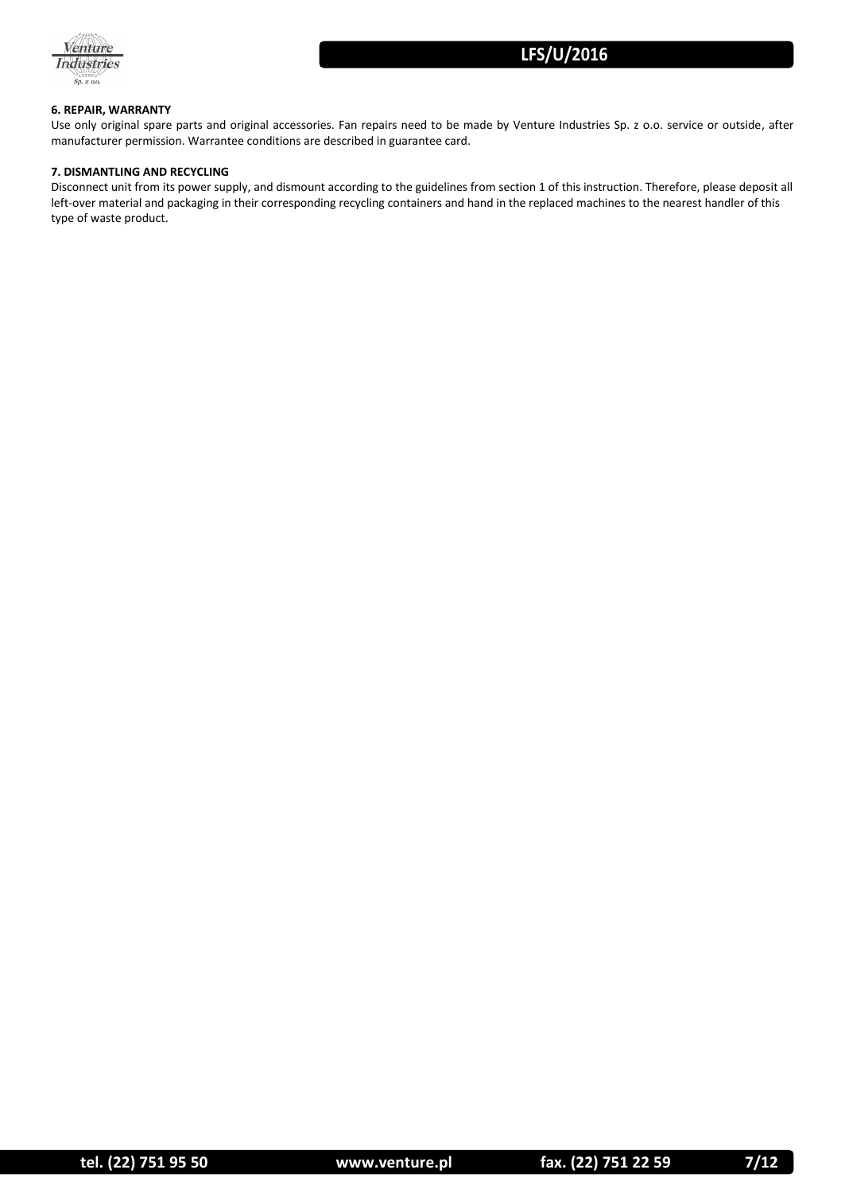**6. REPAIR, WARRANTY**

Use only original spare parts and original accessories. Fan repairs need to be made by Venture Industries Sp. z o.o. service or outside, after manufacturer permission. Warrantee conditions are described in guarantee card.

**7. DISMANTLING AND RECYCLING**

Disconnect unit from its power supply, and dismount according to the guidelines from section 1 of this instruction. Therefore, please deposit all left-over material and packaging in their corresponding recycling containers and hand in the replaced machines to the nearest handler of this type of waste product.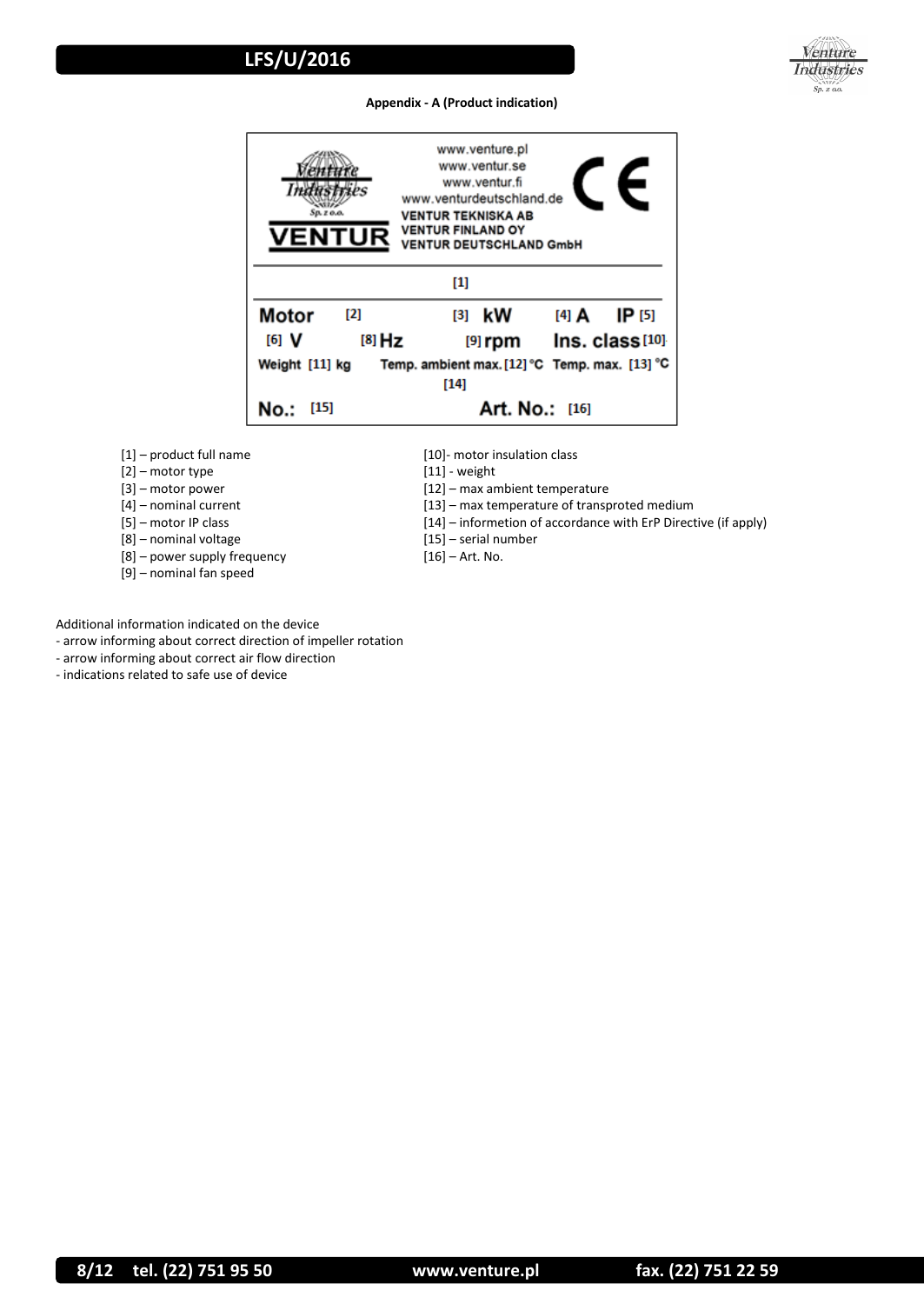**Appendix - A (Product indication)**

| | | | |
|---|---|---|---|
| www.venture.pl<br>www.ventur.se<br>www.ventur.fi<br>www.venturdeutschland.de<br>VENTUR TEKNISKA AB<br>VENTUR FINLAND OY<br>VENTUR DEUTSCHLAND GmbH | | | |
| [1] | | | |
| Motor [2] | [3] kW | [4] A | IP [5] |
| [6] V | [8] Hz | [9] rpm | Ins. class [10] |
| Weight [11] kg | Temp. ambient max. [12] °C | Temp. max. [13] °C | |
| [14] | | | |
| No.: [15] | | Art. No.: [16] | |

- [1] – product full name
- [2] – motor type
- [3] – motor power
- [4] – nominal current
- [5] – motor IP class
- [8] – nominal voltage
- [8] – power supply frequency
- [9] – nominal fan speed
- [10]- motor insulation class
- [11] - weight
- [12] – max ambient temperature
- [13] – max temperature of transproted medium
- [14] – informetion of accordance with ErP Directive (if apply)
- [15] – serial number
- [16] – Art. No.

Additional information indicated on the device
- arrow informing about correct direction of impeller rotation
- arrow informing about correct air flow direction
- indications related to safe use of device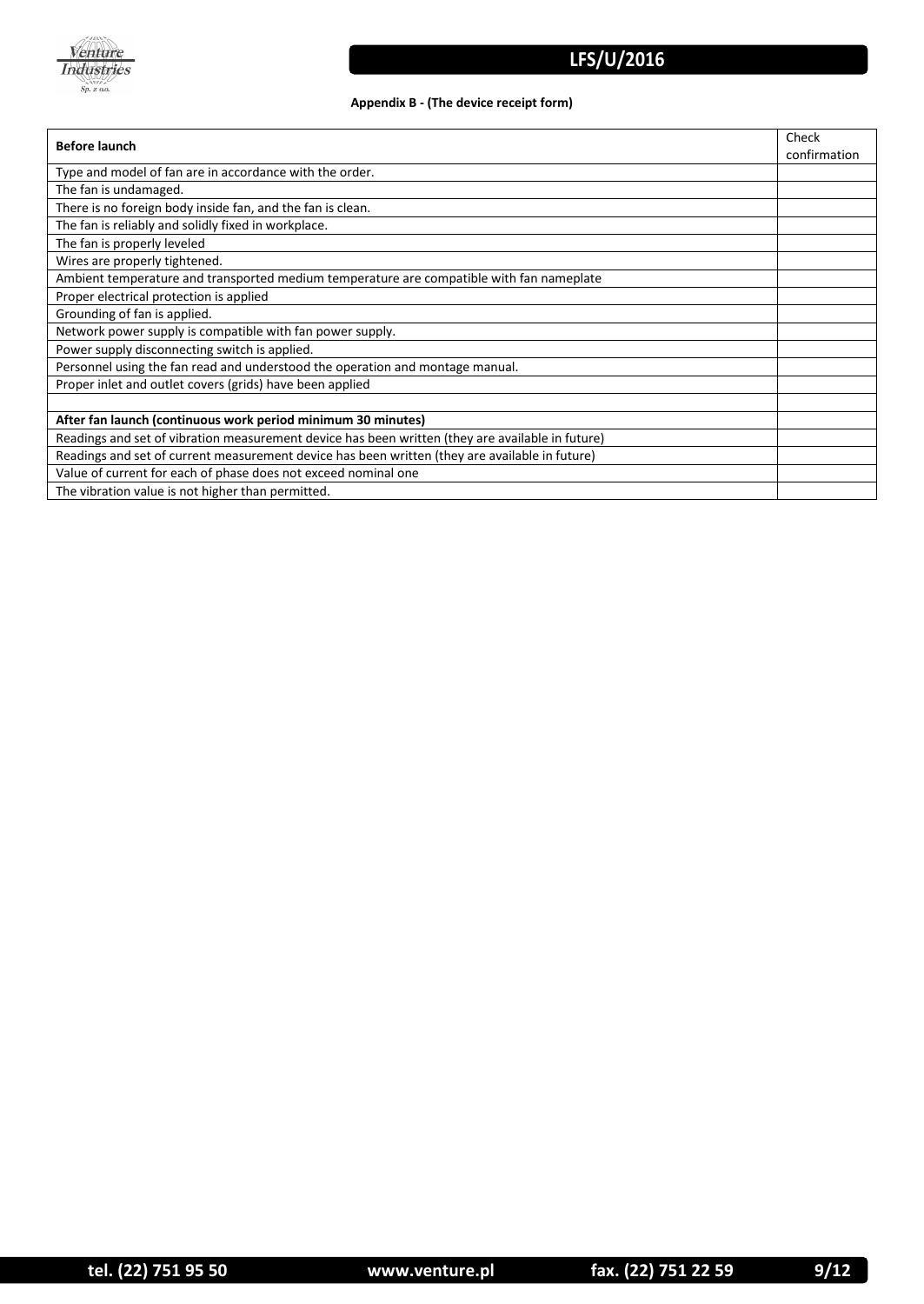**Appendix B - (The device receipt form)**

| **Before launch** | Check confirmation |
| --- | --- |
| Type and model of fan are in accordance with the order. | |
| The fan is undamaged. | |
| There is no foreign body inside fan, and the fan is clean. | |
| The fan is reliably and solidly fixed in workplace. | |
| The fan is properly leveled | |
| Wires are properly tightened. | |
| Ambient temperature and transported medium temperature are compatible with fan nameplate | |
| Proper electrical protection is applied | |
| Grounding of fan is applied. | |
| Network power supply is compatible with fan power supply. | |
| Power supply disconnecting switch is applied. | |
| Personnel using the fan read and understood the operation and montage manual. | |
| Proper inlet and outlet covers (grids) have been applied | |
| | |
| **After fan launch (continuous work period minimum 30 minutes)** | |
| Readings and set of vibration measurement device has been written (they are available in future) | |
| Readings and set of current measurement device has been written (they are available in future) | |
| Value of current for each of phase does not exceed nominal one | |
| The vibration value is not higher than permitted. | |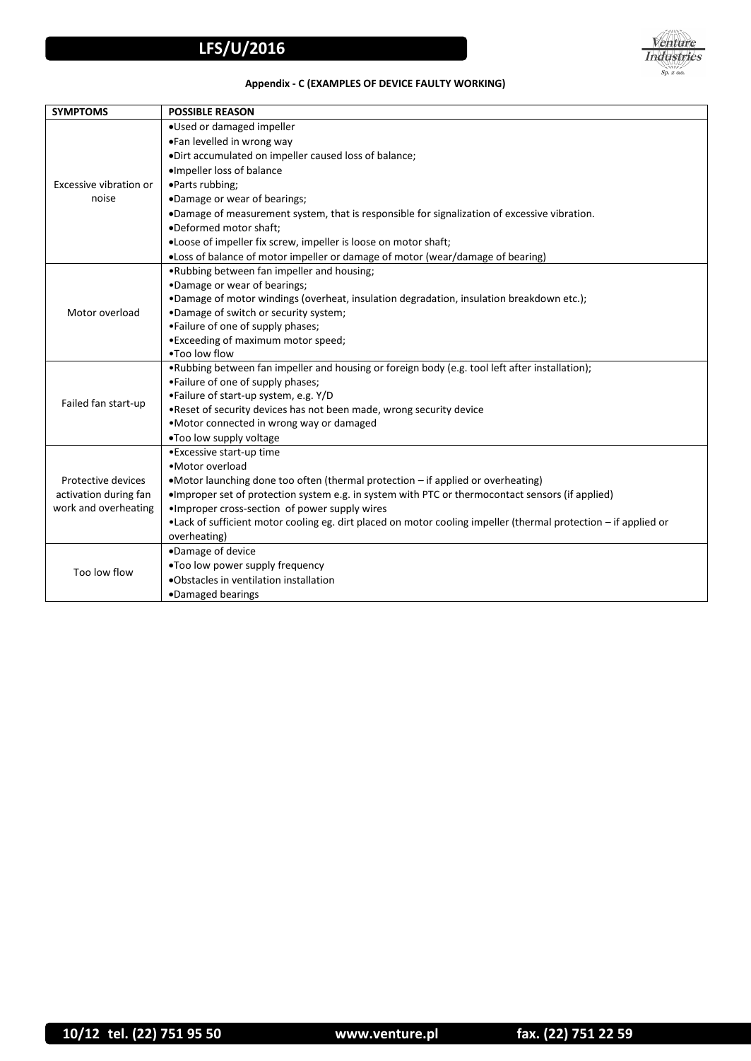**Appendix - C (EXAMPLES OF DEVICE FAULTY WORKING)**

| SYMPTOMS | POSSIBLE REASON |
|---|---|
| Excessive vibration or noise | •Used or damaged impeller<br>•Fan levelled in wrong way<br>•Dirt accumulated on impeller caused loss of balance;<br>•Impeller loss of balance<br>•Parts rubbing;<br>•Damage or wear of bearings;<br>•Damage of measurement system, that is responsible for signalization of excessive vibration.<br>•Deformed motor shaft;<br>•Loose of impeller fix screw, impeller is loose on motor shaft;<br>•Loss of balance of motor impeller or damage of motor (wear/damage of bearing) |
| Motor overload | •Rubbing between fan impeller and housing;<br>•Damage or wear of bearings;<br>•Damage of motor windings (overheat, insulation degradation, insulation breakdown etc.);<br>•Damage of switch or security system;<br>•Failure of one of supply phases;<br>•Exceeding of maximum motor speed;<br>•Too low flow |
| Failed fan start-up | •Rubbing between fan impeller and housing or foreign body (e.g. tool left after installation);<br>•Failure of one of supply phases;<br>•Failure of start-up system, e.g. Y/D<br>•Reset of security devices has not been made, wrong security device<br>•Motor connected in wrong way or damaged<br>•Too low supply voltage |
| Protective devices activation during fan work and overheating | •Excessive start-up time<br>•Motor overload<br>•Motor launching done too often (thermal protection – if applied or overheating)<br>•Improper set of protection system e.g. in system with PTC or thermocontact sensors (if applied)<br>•Improper cross-section of power supply wires<br>•Lack of sufficient motor cooling eg. dirt placed on motor cooling impeller (thermal protection – if applied or overheating) |
| Too low flow | •Damage of device<br>•Too low power supply frequency<br>•Obstacles in ventilation installation<br>•Damaged bearings |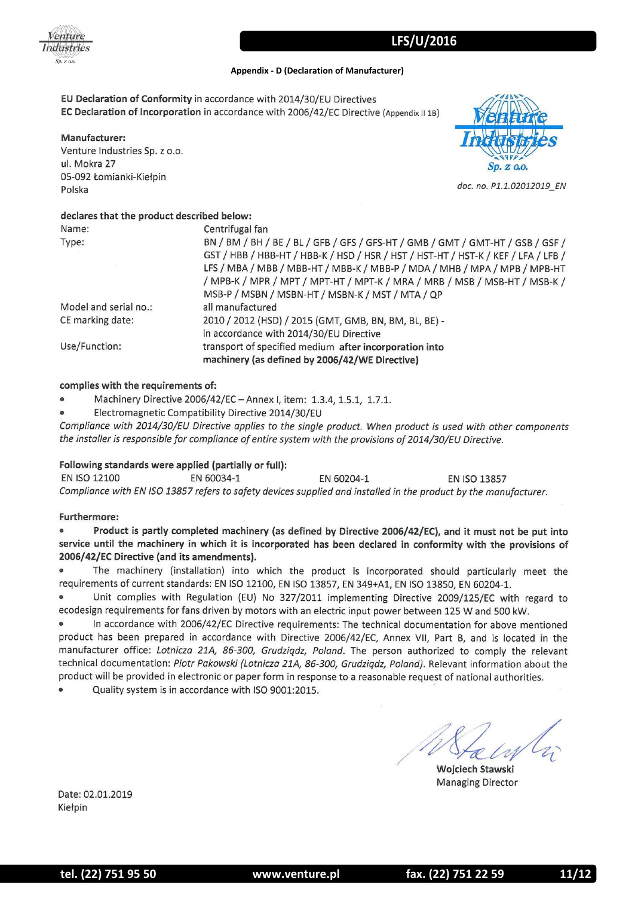### Appendix - D (Declaration of Manufacturer)

**EU Declaration of Conformity** in accordance with 2014/30/EU Directives
**EC Declaration of Incorporation** in accordance with 2006/42/EC Directive (Appendix II 1B)

**Manufacturer:**
Venture Industries Sp. z o.o.
ul. Mokra 27
05-092 Łomianki-Kiełpin
Polska

*doc. no. P1.1.02012019_EN*

**declares that the product described below:**

| | |
|---|---|
| Name: | Centrifugal fan |
| Type: | BN / BM / BH / BE / BL / GFB / GFS / GFS-HT / GMB / GMT / GMT-HT / GSB / GSF / GST / HBB / HBB-HT / HBB-K / HSD / HSR / HST / HST-HT / HST-K / KEF / LFA / LFB / LFS / MBA / MBB / MBB-HT / MBB-K / MBB-P / MDA / MHB / MPA / MPB / MPB-HT / MPB-K / MPR / MPT / MPT-HT / MPT-K / MRA / MRB / MSB / MSB-HT / MSB-K / MSB-P / MSBN / MSBN-HT / MSBN-K / MST / MTA / QP |
| Model and serial no.: | all manufactured |
| CE marking date: | 2010 / 2012 (HSD) / 2015 (GMT, GMB, BN, BM, BL, BE) - in accordance with 2014/30/EU Directive |
| Use/Function: | transport of specified medium **after incorporation into machinery (as defined by 2006/42/WE Directive)** |

**complies with the requirements of:**

- Machinery Directive 2006/42/EC – Annex I, item: 1.3.4, 1.5.1, 1.7.1.
- Electromagnetic Compatibility Directive 2014/30/EU

*Compliance with 2014/30/EU Directive applies to the single product. When product is used with other components the installer is responsible for compliance of entire system with the provisions of 2014/30/EU Directive.*

**Following standards were applied (partially or full):**

EN ISO 12100 EN 60034-1 EN 60204-1 EN ISO 13857

*Compliance with EN ISO 13857 refers to safety devices supplied and installed in the product by the manufacturer.*

**Furthermore:**

- **Product is partly completed machinery (as defined by Directive 2006/42/EC), and it must not be put into service until the machinery in which it is incorporated has been declared in conformity with the provisions of 2006/42/EC Directive (and its amendments).**
- The machinery (installation) into which the product is incorporated should particularly meet the requirements of current standards: EN ISO 12100, EN ISO 13857, EN 349+A1, EN ISO 13850, EN 60204-1.
- Unit complies with Regulation (EU) No 327/2011 implementing Directive 2009/125/EC with regard to ecodesign requirements for fans driven by motors with an electric input power between 125 W and 500 kW.
- In accordance with 2006/42/EC Directive requirements: The technical documentation for above mentioned product has been prepared in accordance with Directive 2006/42/EC, Annex VII, Part B, and is located in the manufacturer office: *Lotnicza 21A, 86-300, Grudziądz, Poland.* The person authorized to comply the relevant technical documentation: *Piotr Pakowski (Lotnicza 21A, 86-300, Grudziądz, Poland).* Relevant information about the product will be provided in electronic or paper form in response to a reasonable request of national authorities.
- Quality system is in accordance with ISO 9001:2015.

Wojciech Stawski
Managing Director

Date: 02.01.2019
Kiełpin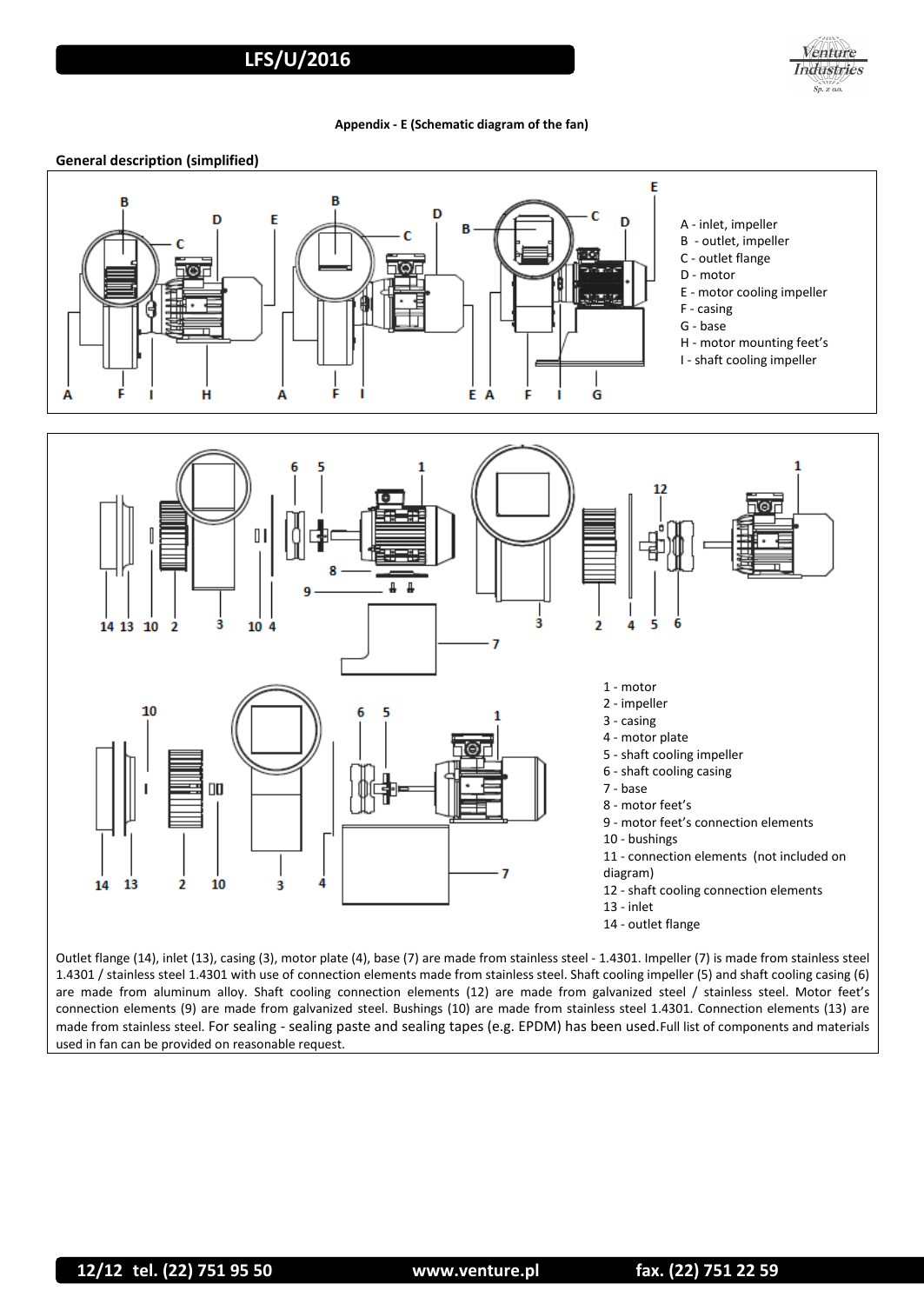**Appendix - E (Schematic diagram of the fan)**

**General description (simplified)**

A - inlet, impeller
B - outlet, impeller
C - outlet flange
D - motor
E - motor cooling impeller
F - casing
G - base
H - motor mounting feet's
I - shaft cooling impeller

1 - motor
2 - impeller
3 - casing
4 - motor plate
5 - shaft cooling impeller
6 - shaft cooling casing
7 - base
8 - motor feet's
9 - motor feet's connection elements
10 - bushings
11 - connection elements (not included on diagram)
12 - shaft cooling connection elements
13 - inlet
14 - outlet flange

Outlet flange (14), inlet (13), casing (3), motor plate (4), base (7) are made from stainless steel - 1.4301. Impeller (7) is made from stainless steel 1.4301 / stainless steel 1.4301 with use of connection elements made from stainless steel. Shaft cooling impeller (5) and shaft cooling casing (6) are made from aluminum alloy. Shaft cooling connection elements (12) are made from galvanized steel / stainless steel. Motor feet's connection elements (9) are made from galvanized steel. Bushings (10) are made from stainless steel 1.4301. Connection elements (13) are made from stainless steel. For sealing - sealing paste and sealing tapes (e.g. EPDM) has been used.Full list of components and materials used in fan can be provided on reasonable request.